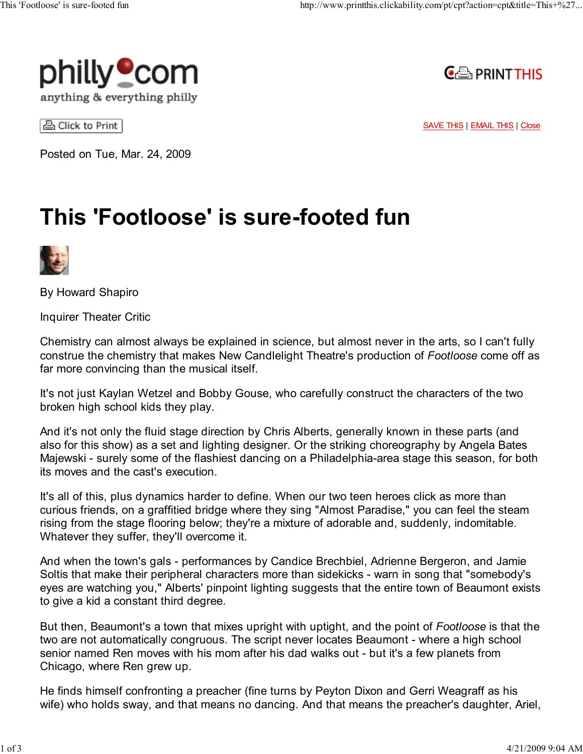philly.com
anything & everything philly

PRINT THIS

Click to Print

SAVE THIS | EMAIL THIS | Close

Posted on Tue, Mar. 24, 2009

# This 'Footloose' is sure-footed fun

By Howard Shapiro

Inquirer Theater Critic

Chemistry can almost always be explained in science, but almost never in the arts, so I can't fully construe the chemistry that makes New Candlelight Theatre's production of *Footloose* come off as far more convincing than the musical itself.

It's not just Kaylan Wetzel and Bobby Gouse, who carefully construct the characters of the two broken high school kids they play.

And it's not only the fluid stage direction by Chris Alberts, generally known in these parts (and also for this show) as a set and lighting designer. Or the striking choreography by Angela Bates Majewski - surely some of the flashiest dancing on a Philadelphia-area stage this season, for both its moves and the cast's execution.

It's all of this, plus dynamics harder to define. When our two teen heroes click as more than curious friends, on a graffitied bridge where they sing "Almost Paradise," you can feel the steam rising from the stage flooring below; they're a mixture of adorable and, suddenly, indomitable. Whatever they suffer, they'll overcome it.

And when the town's gals - performances by Candice Brechbiel, Adrienne Bergeron, and Jamie Soltis that make their peripheral characters more than sidekicks - warn in song that "somebody's eyes are watching you," Alberts' pinpoint lighting suggests that the entire town of Beaumont exists to give a kid a constant third degree.

But then, Beaumont's a town that mixes upright with uptight, and the point of *Footloose* is that the two are not automatically congruous. The script never locates Beaumont - where a high school senior named Ren moves with his mom after his dad walks out - but it's a few planets from Chicago, where Ren grew up.

He finds himself confronting a preacher (fine turns by Peyton Dixon and Gerri Weagraff as his wife) who holds sway, and that means no dancing. And that means the preacher's daughter, Ariel,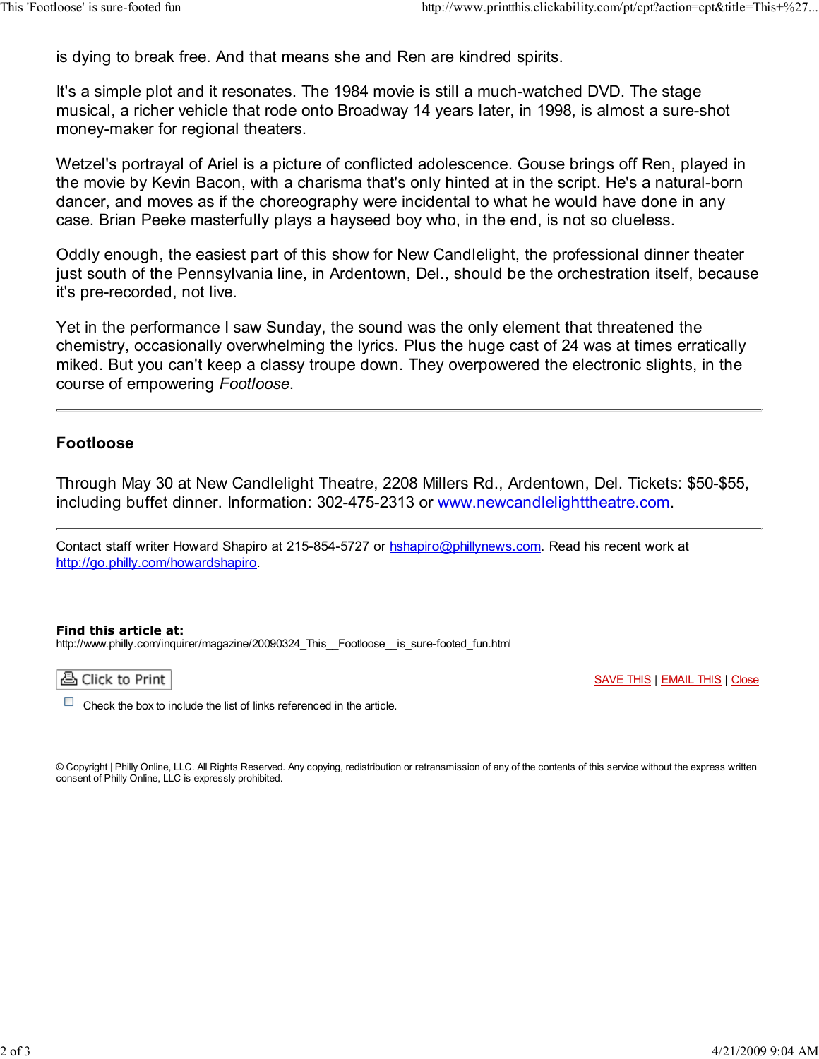is dying to break free. And that means she and Ren are kindred spirits.

It's a simple plot and it resonates. The 1984 movie is still a much-watched DVD. The stage musical, a richer vehicle that rode onto Broadway 14 years later, in 1998, is almost a sure-shot money-maker for regional theaters.

Wetzel's portrayal of Ariel is a picture of conflicted adolescence. Gouse brings off Ren, played in the movie by Kevin Bacon, with a charisma that's only hinted at in the script. He's a natural-born dancer, and moves as if the choreography were incidental to what he would have done in any case. Brian Peeke masterfully plays a hayseed boy who, in the end, is not so clueless.

Oddly enough, the easiest part of this show for New Candlelight, the professional dinner theater just south of the Pennsylvania line, in Ardentown, Del., should be the orchestration itself, because it's pre-recorded, not live.

Yet in the performance I saw Sunday, the sound was the only element that threatened the chemistry, occasionally overwhelming the lyrics. Plus the huge cast of 24 was at times erratically miked. But you can't keep a classy troupe down. They overpowered the electronic slights, in the course of empowering *Footloose*.

---

### Footloose

Through May 30 at New Candlelight Theatre, 2208 Millers Rd., Ardentown, Del. Tickets: $50-$55, including buffet dinner. Information: 302-475-2313 or [www.newcandlelighttheatre.com](http://www.newcandlelighttheatre.com).

---

Contact staff writer Howard Shapiro at 215-854-5727 or [hshapiro@phillynews.com](mailto:hshapiro@phillynews.com). Read his recent work at [http://go.philly.com/howardshapiro](http://go.philly.com/howardshapiro).

**Find this article at:**
http://www.philly.com/inquirer/magazine/20090324_This__Footloose__is_sure-footed_fun.html

Click to Print | SAVE THIS | EMAIL THIS | Close

Check the box to include the list of links referenced in the article.

© Copyright | Philly Online, LLC. All Rights Reserved. Any copying, redistribution or retransmission of any of the contents of this service without the express written consent of Philly Online, LLC is expressly prohibited.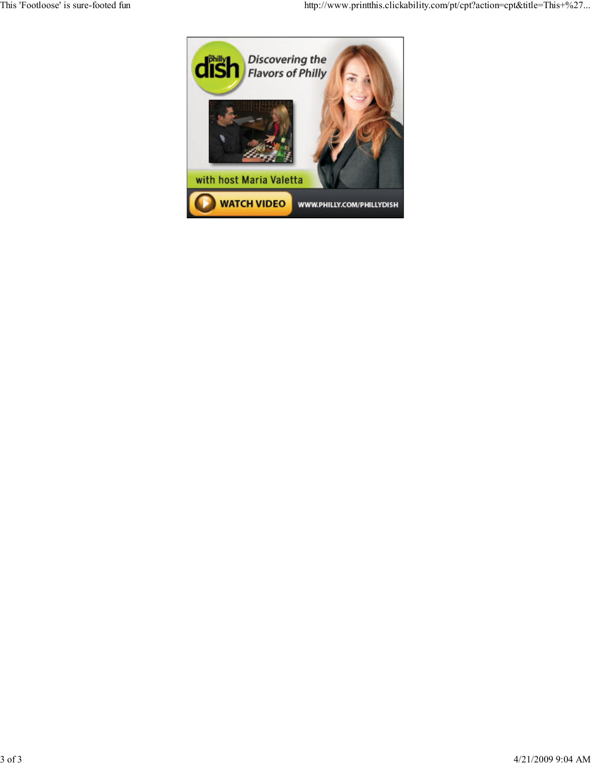the philly dish

*Discovering the Flavors of Philly*

with host Maria Valetta

WATCH VIDEO

WWW.PHILLY.COM/PHILLYDISH